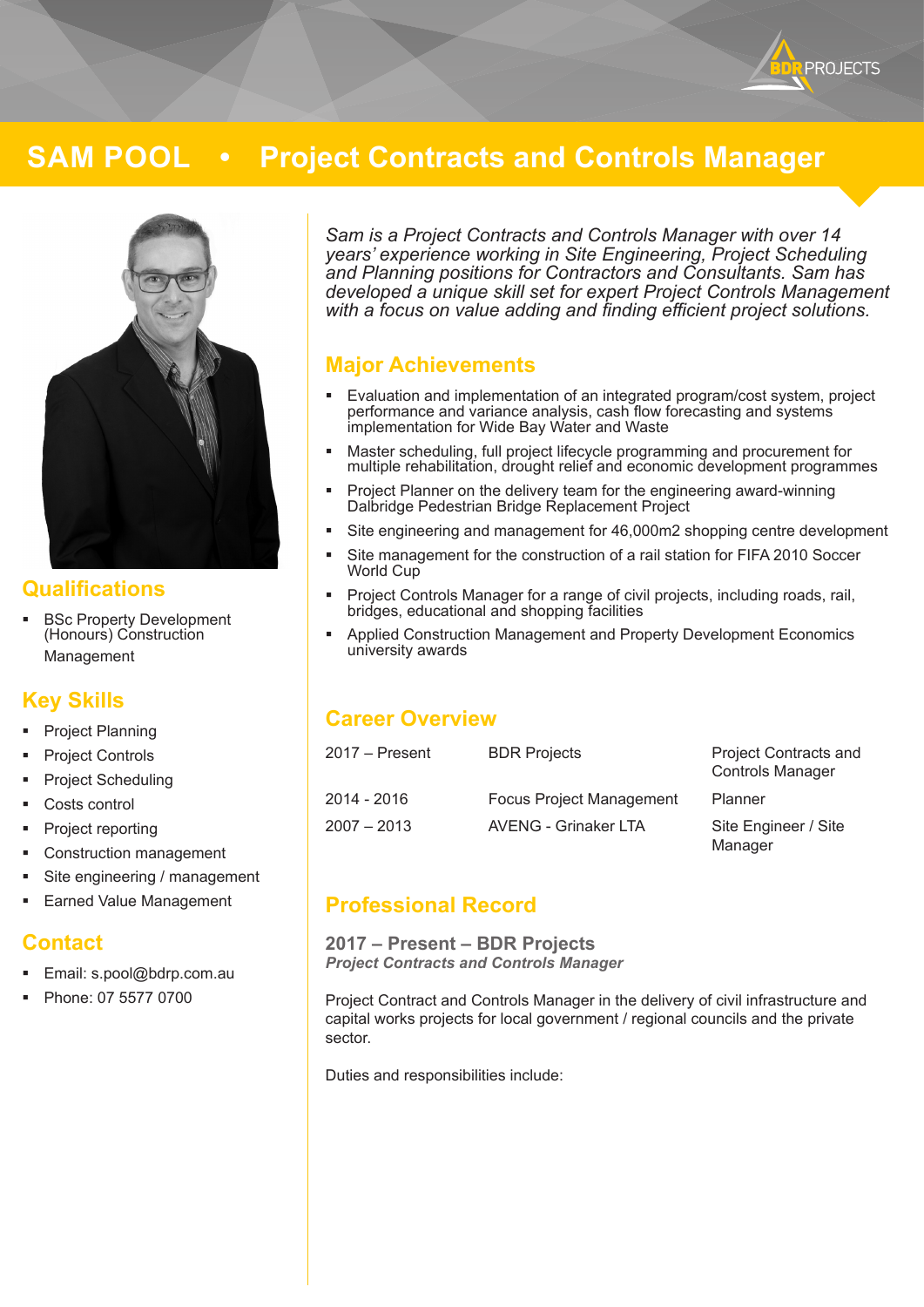# SAM POOL • Project Contracts and Controls Manager

## Qualifications

- BSc Property Development (Honours) Construction Management

## Key Skills

- Project Planning
- Project Controls
- Project Scheduling
- Costs control
- Project reporting
- Construction management
- Site engineering / management
- Earned Value Management

## Contact

- Email: s.pool@bdrp.com.au
- Phone: 07 5577 0700

*Sam is a Project Contracts and Controls Manager with over 14 years' experience working in Site Engineering, Project Scheduling and Planning positions for Contractors and Consultants. Sam has developed a unique skill set for expert Project Controls Management with a focus on value adding and finding efficient project solutions.*

## Major Achievements

- Evaluation and implementation of an integrated program/cost system, project performance and variance analysis, cash flow forecasting and systems implementation for Wide Bay Water and Waste
- Master scheduling, full project lifecycle programming and procurement for multiple rehabilitation, drought relief and economic development programmes
- Project Planner on the delivery team for the engineering award-winning Dalbridge Pedestrian Bridge Replacement Project
- Site engineering and management for 46,000m2 shopping centre development
- Site management for the construction of a rail station for FIFA 2010 Soccer World Cup
- Project Controls Manager for a range of civil projects, including roads, rail, bridges, educational and shopping facilities
- Applied Construction Management and Property Development Economics university awards

## Career Overview

| | | |
|---|---|---|
| 2017 – Present | BDR Projects | Project Contracts and Controls Manager |
| 2014 - 2016 | Focus Project Management | Planner |
| 2007 – 2013 | AVENG - Grinaker LTA | Site Engineer / Site Manager |

## Professional Record

### 2017 – Present – BDR Projects

***Project Contracts and Controls Manager***

Project Contract and Controls Manager in the delivery of civil infrastructure and capital works projects for local government / regional councils and the private sector.

Duties and responsibilities include: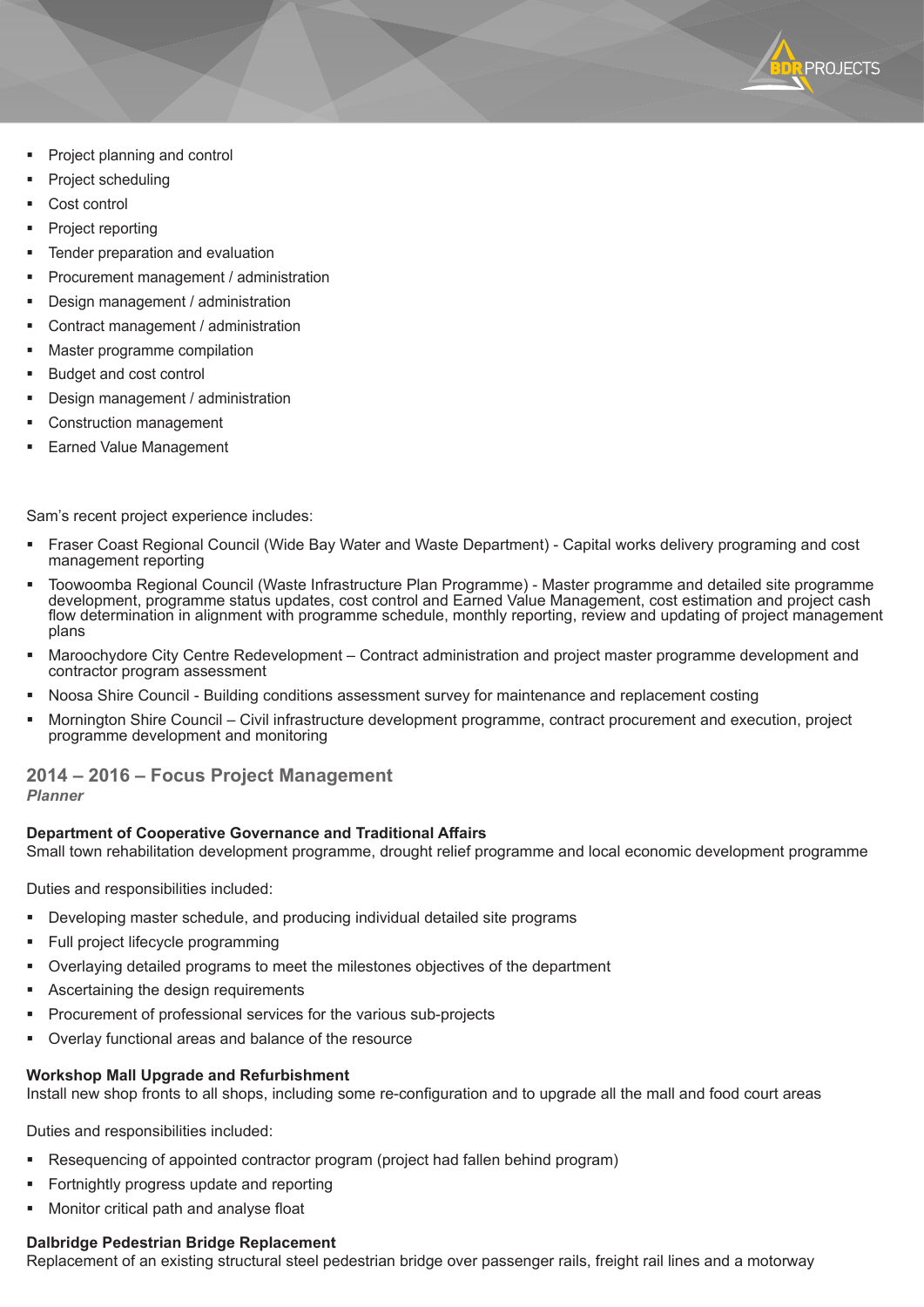- Project planning and control
- Project scheduling
- Cost control
- Project reporting
- Tender preparation and evaluation
- Procurement management / administration
- Design management / administration
- Contract management / administration
- Master programme compilation
- Budget and cost control
- Design management / administration
- Construction management
- Earned Value Management

Sam's recent project experience includes:

- Fraser Coast Regional Council (Wide Bay Water and Waste Department) - Capital works delivery programing and cost management reporting
- Toowoomba Regional Council (Waste Infrastructure Plan Programme) - Master programme and detailed site programme development, programme status updates, cost control and Earned Value Management, cost estimation and project cash flow determination in alignment with programme schedule, monthly reporting, review and updating of project management plans
- Maroochydore City Centre Redevelopment – Contract administration and project master programme development and contractor program assessment
- Noosa Shire Council - Building conditions assessment survey for maintenance and replacement costing
- Mornington Shire Council – Civil infrastructure development programme, contract procurement and execution, project programme development and monitoring

## 2014 – 2016 – Focus Project Management

***Planner***

**Department of Cooperative Governance and Traditional Affairs**
Small town rehabilitation development programme, drought relief programme and local economic development programme

Duties and responsibilities included:

- Developing master schedule, and producing individual detailed site programs
- Full project lifecycle programming
- Overlaying detailed programs to meet the milestones objectives of the department
- Ascertaining the design requirements
- Procurement of professional services for the various sub-projects
- Overlay functional areas and balance of the resource

**Workshop Mall Upgrade and Refurbishment**
Install new shop fronts to all shops, including some re-configuration and to upgrade all the mall and food court areas

Duties and responsibilities included:

- Resequencing of appointed contractor program (project had fallen behind program)
- Fortnightly progress update and reporting
- Monitor critical path and analyse float

**Dalbridge Pedestrian Bridge Replacement**
Replacement of an existing structural steel pedestrian bridge over passenger rails, freight rail lines and a motorway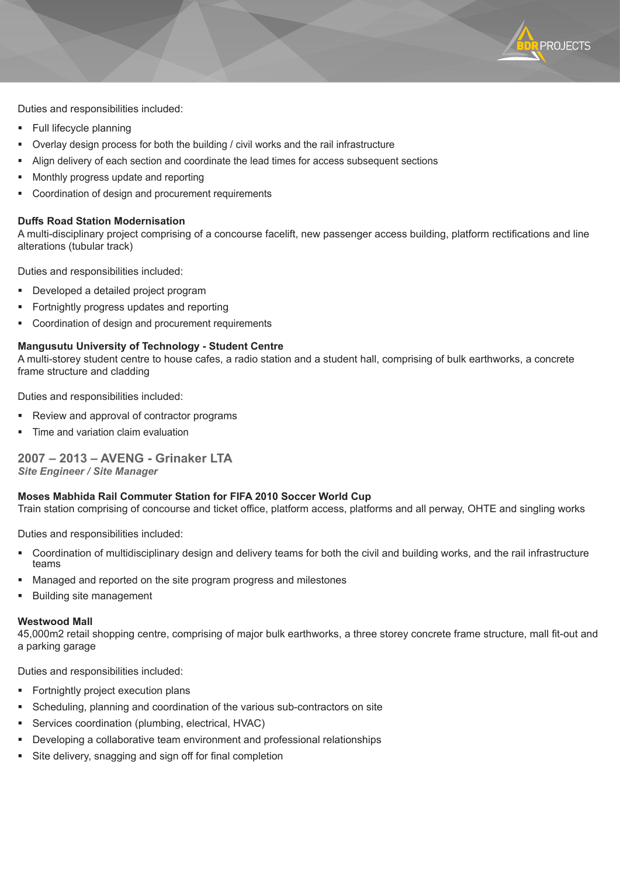Duties and responsibilities included:

- Full lifecycle planning
- Overlay design process for both the building / civil works and the rail infrastructure
- Align delivery of each section and coordinate the lead times for access subsequent sections
- Monthly progress update and reporting
- Coordination of design and procurement requirements

**Duffs Road Station Modernisation**
A multi-disciplinary project comprising of a concourse facelift, new passenger access building, platform rectifications and line alterations (tubular track)

Duties and responsibilities included:

- Developed a detailed project program
- Fortnightly progress updates and reporting
- Coordination of design and procurement requirements

**Mangusutu University of Technology - Student Centre**
A multi-storey student centre to house cafes, a radio station and a student hall, comprising of bulk earthworks, a concrete frame structure and cladding

Duties and responsibilities included:

- Review and approval of contractor programs
- Time and variation claim evaluation

## 2007 – 2013 – AVENG - Grinaker LTA

***Site Engineer / Site Manager***

**Moses Mabhida Rail Commuter Station for FIFA 2010 Soccer World Cup**
Train station comprising of concourse and ticket office, platform access, platforms and all perway, OHTE and singling works

Duties and responsibilities included:

- Coordination of multidisciplinary design and delivery teams for both the civil and building works, and the rail infrastructure teams
- Managed and reported on the site program progress and milestones
- Building site management

**Westwood Mall**
45,000m2 retail shopping centre, comprising of major bulk earthworks, a three storey concrete frame structure, mall fit-out and a parking garage

Duties and responsibilities included:

- Fortnightly project execution plans
- Scheduling, planning and coordination of the various sub-contractors on site
- Services coordination (plumbing, electrical, HVAC)
- Developing a collaborative team environment and professional relationships
- Site delivery, snagging and sign off for final completion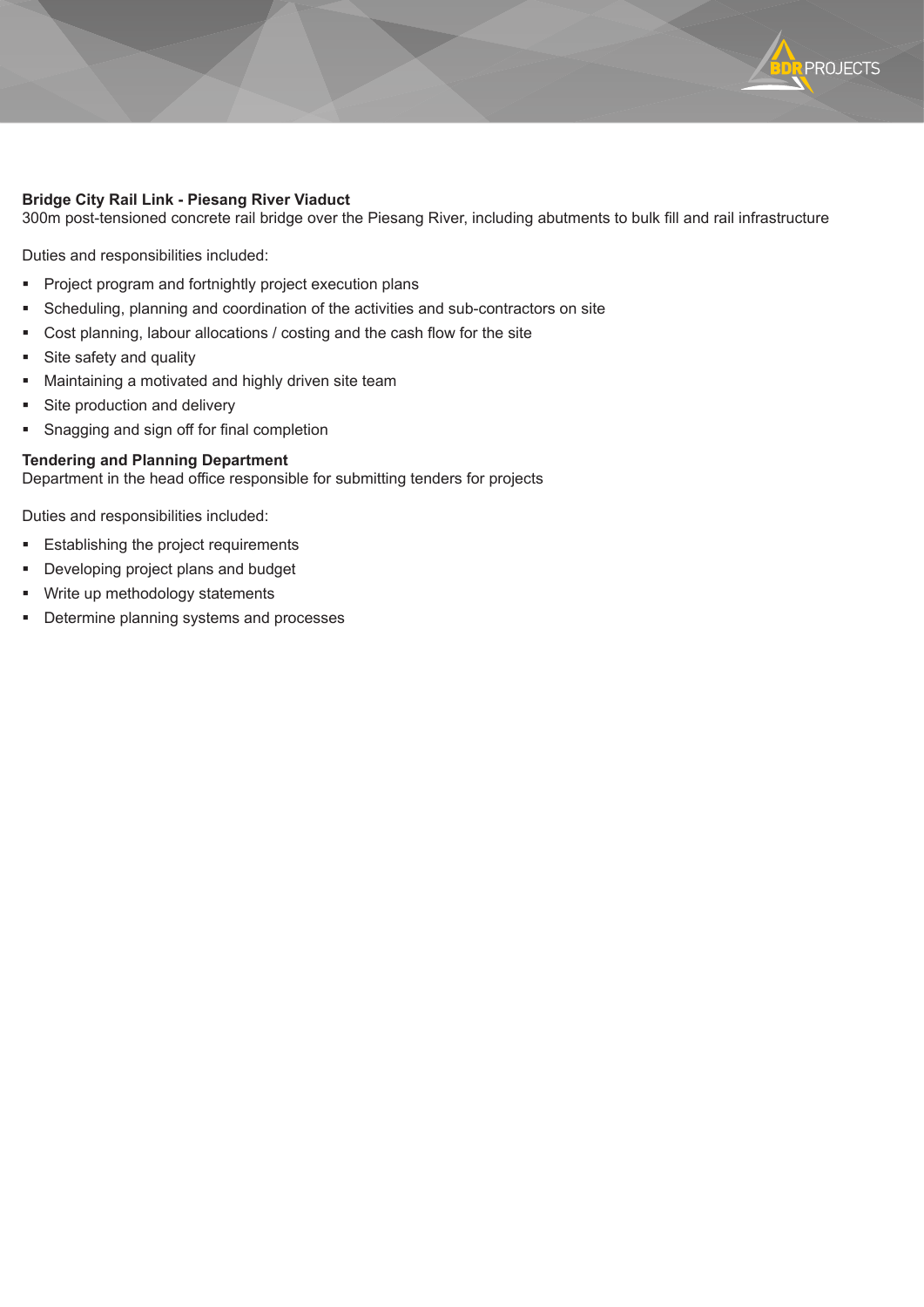**Bridge City Rail Link - Piesang River Viaduct**
300m post-tensioned concrete rail bridge over the Piesang River, including abutments to bulk fill and rail infrastructure

Duties and responsibilities included:

- Project program and fortnightly project execution plans
- Scheduling, planning and coordination of the activities and sub-contractors on site
- Cost planning, labour allocations / costing and the cash flow for the site
- Site safety and quality
- Maintaining a motivated and highly driven site team
- Site production and delivery
- Snagging and sign off for final completion

**Tendering and Planning Department**
Department in the head office responsible for submitting tenders for projects

Duties and responsibilities included:

- Establishing the project requirements
- Developing project plans and budget
- Write up methodology statements
- Determine planning systems and processes